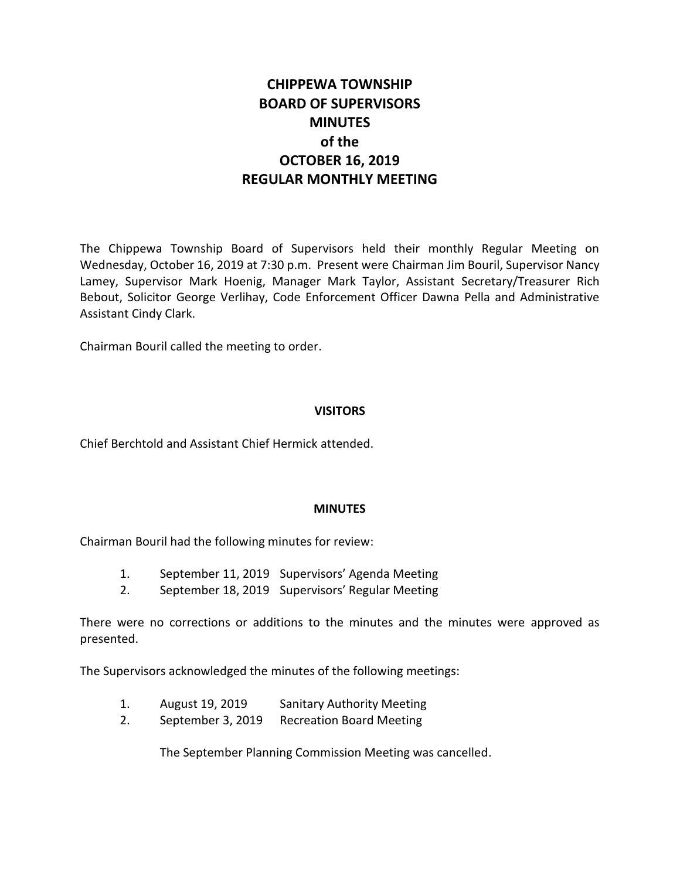# CHIPPEWA TOWNSHIP
# BOARD OF SUPERVISORS
# MINUTES
# of the
# OCTOBER 16, 2019
# REGULAR MONTHLY MEETING

The Chippewa Township Board of Supervisors held their monthly Regular Meeting on Wednesday, October 16, 2019 at 7:30 p.m. Present were Chairman Jim Bouril, Supervisor Nancy Lamey, Supervisor Mark Hoenig, Manager Mark Taylor, Assistant Secretary/Treasurer Rich Bebout, Solicitor George Verlihay, Code Enforcement Officer Dawna Pella and Administrative Assistant Cindy Clark.

Chairman Bouril called the meeting to order.

## VISITORS

Chief Berchtold and Assistant Chief Hermick attended.

## MINUTES

Chairman Bouril had the following minutes for review:

1. September 11, 2019 Supervisors' Agenda Meeting
2. September 18, 2019 Supervisors' Regular Meeting

There were no corrections or additions to the minutes and the minutes were approved as presented.

The Supervisors acknowledged the minutes of the following meetings:

1. August 19, 2019 Sanitary Authority Meeting
2. September 3, 2019 Recreation Board Meeting

The September Planning Commission Meeting was cancelled.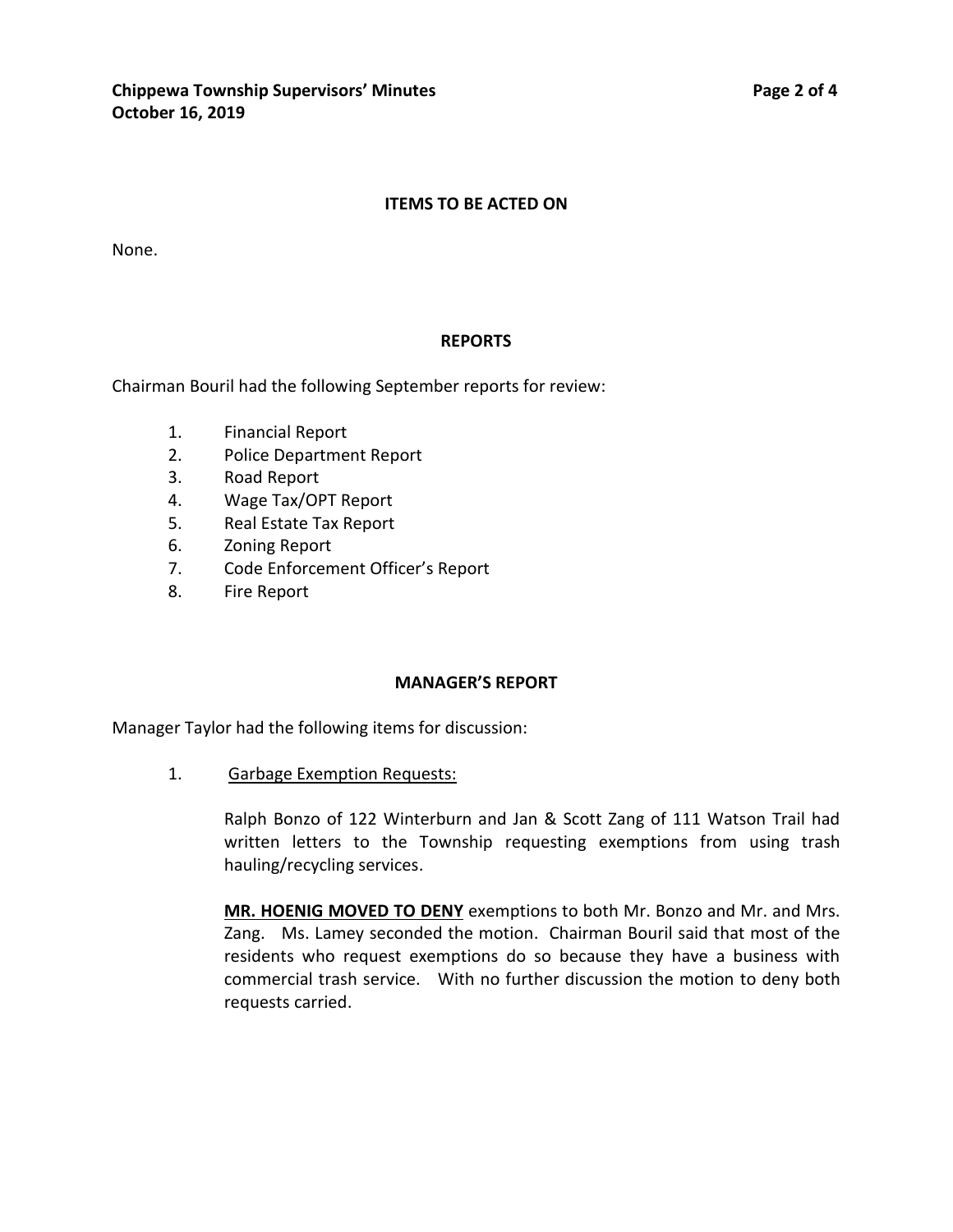## ITEMS TO BE ACTED ON

None.

## REPORTS

Chairman Bouril had the following September reports for review:

1. Financial Report
2. Police Department Report
3. Road Report
4. Wage Tax/OPT Report
5. Real Estate Tax Report
6. Zoning Report
7. Code Enforcement Officer's Report
8. Fire Report

## MANAGER'S REPORT

Manager Taylor had the following items for discussion:

1. Garbage Exemption Requests:

   Ralph Bonzo of 122 Winterburn and Jan & Scott Zang of 111 Watson Trail had written letters to the Township requesting exemptions from using trash hauling/recycling services.

   **MR. HOENIG MOVED TO DENY** exemptions to both Mr. Bonzo and Mr. and Mrs. Zang. Ms. Lamey seconded the motion. Chairman Bouril said that most of the residents who request exemptions do so because they have a business with commercial trash service. With no further discussion the motion to deny both requests carried.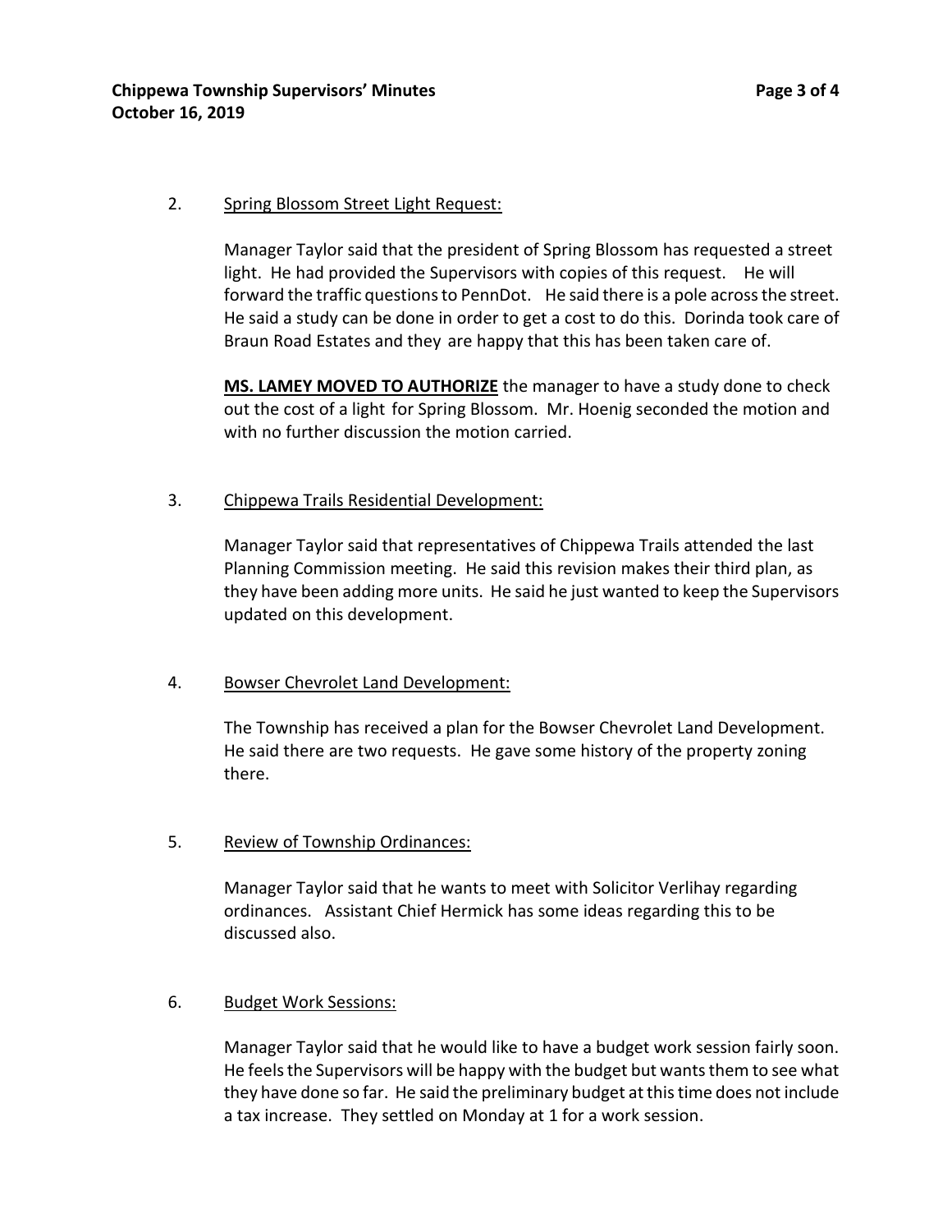2. <u>Spring Blossom Street Light Request:</u>

   Manager Taylor said that the president of Spring Blossom has requested a street light. He had provided the Supervisors with copies of this request. He will forward the traffic questions to PennDot. He said there is a pole across the street. He said a study can be done in order to get a cost to do this. Dorinda took care of Braun Road Estates and they are happy that this has been taken care of.

   **<u>MS. LAMEY MOVED TO AUTHORIZE</u>** the manager to have a study done to check out the cost of a light for Spring Blossom. Mr. Hoenig seconded the motion and with no further discussion the motion carried.

3. <u>Chippewa Trails Residential Development:</u>

   Manager Taylor said that representatives of Chippewa Trails attended the last Planning Commission meeting. He said this revision makes their third plan, as they have been adding more units. He said he just wanted to keep the Supervisors updated on this development.

4. <u>Bowser Chevrolet Land Development:</u>

   The Township has received a plan for the Bowser Chevrolet Land Development. He said there are two requests. He gave some history of the property zoning there.

5. <u>Review of Township Ordinances:</u>

   Manager Taylor said that he wants to meet with Solicitor Verlihay regarding ordinances. Assistant Chief Hermick has some ideas regarding this to be discussed also.

6. <u>Budget Work Sessions:</u>

   Manager Taylor said that he would like to have a budget work session fairly soon. He feels the Supervisors will be happy with the budget but wants them to see what they have done so far. He said the preliminary budget at this time does not include a tax increase. They settled on Monday at 1 for a work session.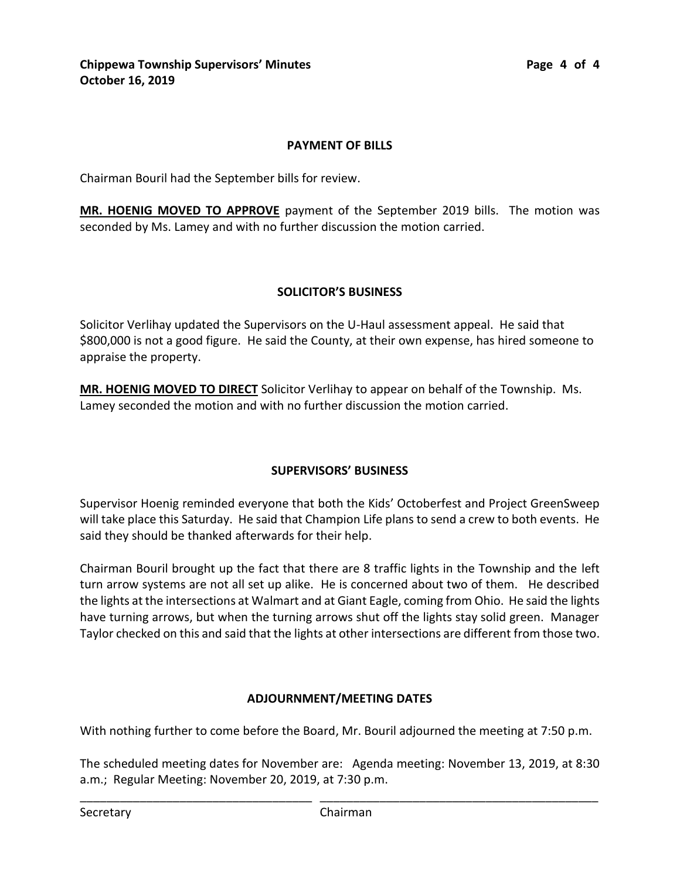## PAYMENT OF BILLS

Chairman Bouril had the September bills for review.

**MR. HOENIG MOVED TO APPROVE** payment of the September 2019 bills. The motion was seconded by Ms. Lamey and with no further discussion the motion carried.

## SOLICITOR'S BUSINESS

Solicitor Verlihay updated the Supervisors on the U-Haul assessment appeal. He said that $800,000 is not a good figure. He said the County, at their own expense, has hired someone to appraise the property.

**MR. HOENIG MOVED TO DIRECT** Solicitor Verlihay to appear on behalf of the Township. Ms. Lamey seconded the motion and with no further discussion the motion carried.

## SUPERVISORS' BUSINESS

Supervisor Hoenig reminded everyone that both the Kids' Octoberfest and Project GreenSweep will take place this Saturday. He said that Champion Life plans to send a crew to both events. He said they should be thanked afterwards for their help.

Chairman Bouril brought up the fact that there are 8 traffic lights in the Township and the left turn arrow systems are not all set up alike. He is concerned about two of them. He described the lights at the intersections at Walmart and at Giant Eagle, coming from Ohio. He said the lights have turning arrows, but when the turning arrows shut off the lights stay solid green. Manager Taylor checked on this and said that the lights at other intersections are different from those two.

## ADJOURNMENT/MEETING DATES

With nothing further to come before the Board, Mr. Bouril adjourned the meeting at 7:50 p.m.

The scheduled meeting dates for November are: Agenda meeting: November 13, 2019, at 8:30 a.m.; Regular Meeting: November 20, 2019, at 7:30 p.m.

\_\_\_\_\_\_\_\_\_\_\_\_\_\_\_\_\_\_\_\_\_\_\_\_\_\_\_\_\_\_\_\_\_\_\_\_ \_\_\_\_\_\_\_\_\_\_\_\_\_\_\_\_\_\_\_\_\_\_\_\_\_\_\_\_\_\_\_\_\_\_\_\_\_\_\_\_\_\_

Secretary Chairman